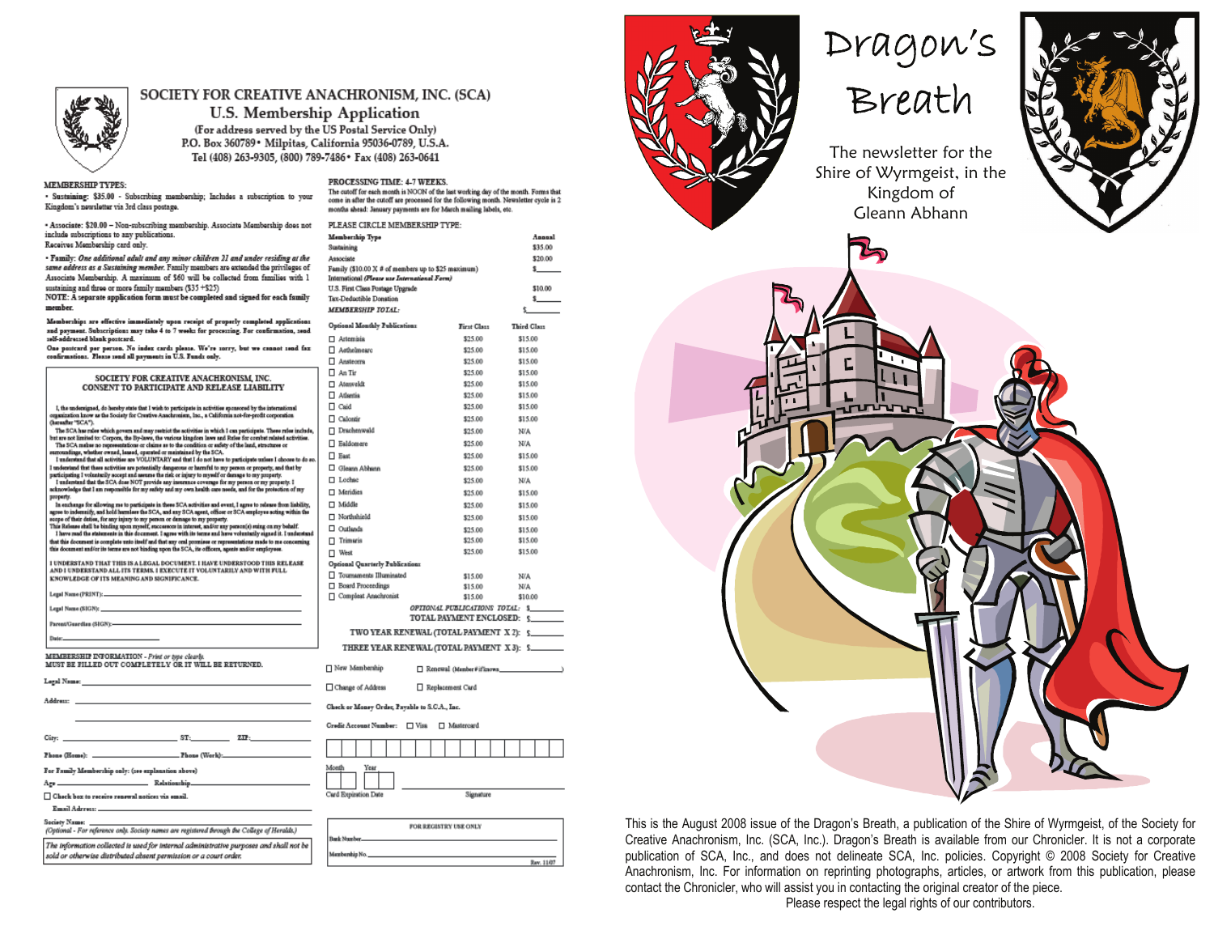# SOCIETY FOR CREATIVE ANACHRONISM, INC. (SCA)

## U.S. Membership Application

(For address served by the US Postal Service Only)
P.O. Box 360789 • Milpitas, California 95036-0789, U.S.A.
Tel (408) 263-9305, (800) 789-7486 • Fax (408) 263-0641

**MEMBERSHIP TYPES:**

• **Sustaining:** $35.00 - Subscribing membership; Includes a subscription to your Kingdom's newsletter via 3rd class postage.

• **Associate:** $20.00 – Non-subscribing membership. Associate Membership does not include subscriptions to any publications.
Receives Membership card only.

• **Family:** *One additional adult and any minor children 21 and under residing at the same address as a Sustaining member.* Family members are extended the privileges of Associate Membership. A maximum of $60 will be collected from families with 1 sustaining and three or more family members ($35 +$25)

**NOTE: A separate application form must be completed and signed for each family member.**

**Memberships are effective immediately upon receipt of properly completed applications and payment. Subscriptions may take 4 to 7 weeks for processing. For confirmation, send self-addressed blank postcard.**

**One postcard per person. No index cards please. We're sorry, but we cannot send fax confirmations. Please send all payments in U.S. Funds only.**

### SOCIETY FOR CREATIVE ANACHRONISM, INC. CONSENT TO PARTICIPATE AND RELEASE LIABILITY

I, the undersigned, do hereby state that I wish to participate in activities sponsored by the international organization know as the Society for Creative Anachronism, Inc., a California not-for-profit corporation (hereafter "SCA").

The SCA has rules which govern and may restrict the activities in which I can participate. These rules include, but are not limited to: Corpora, the By-laws, the various kingdom laws and Rules for combat related activities.

The SCA makes no representations or claims as to the condition or safety of the land, structures or surroundings, whether owned, leased, operated or maintained by the SCA.

I understand that all activities are VOLUNTARY and that I do not have to participate unless I choose to do so. I understand that these activities are potentially dangerous or harmful to my person or property, and that by participating I voluntarily accept and assume the risk or injury to myself or damage to my property.

I understand that the SCA does NOT provide any insurance coverage for my person or my property. I acknowledge that I am responsible for my safety and my own health care needs, and for the protection of my property.

In exchange for allowing me to participate in these SCA activities and event, I agree to release from liability, agree to indemnify, and hold harmless the SCA, and any SCA agent, officer or SCA employee acting within the scope of their duties, for any injury to my person or damage to my property.

This Release shall be binding upon myself, successors in interest, and/or any person(s) suing on my behalf.

I have read the statements in this document. I agree with its terms and have voluntarily signed it. I understand that this document is complete unto itself and that any oral promises or representations made to me concerning this document and/or its terms are not binding upon the SCA, its officers, agents and/or employees.

I UNDERSTAND THAT THIS IS A LEGAL DOCUMENT. I HAVE UNDERSTOOD THIS RELEASE AND I UNDERSTAND ALL ITS TERMS. I EXECUTE IT VOLUNTARILY AND WITH FULL KNOWLEDGE OF ITS MEANING AND SIGNIFICANCE.

Legal Name (PRINT): ____________________

Legal Name (SIGN): ____________________

Parent/Guardian (SIGN): ____________________

Date: ____________________

**MEMBERSHIP INFORMATION** - *Print or type clearly.*
**MUST BE FILLED OUT COMPLETELY OR IT WILL BE RETURNED.**

Legal Name: ____________________

Address: ____________________

City: __________ ST: ______ ZIP: ______

Phone (Home): __________ Phone (Work): __________

For Family Membership only: (see explanation above)

Age __________ Relationship __________

☐ Check box to receive renewal notices via email.

Email Address: ____________________

Society Name: ____________________
*(Optional - For reference only. Society names are registered through the College of Heralds.)*

*The information collected is used for internal administrative purposes and shall not be sold or otherwise distributed absent permission or a court order.*

**PROCESSING TIME: 4-7 WEEKS.**
The cutoff for each month is NOON of the last working day of the month. Forms that come in after the cutoff are processed for the following month. Newsletter cycle is 2 months ahead: January payments are for March mailing labels, etc.

PLEASE CIRCLE MEMBERSHIP TYPE:

| Membership Type | Annual |
|---|---|
| Sustaining | $35.00 |
| Associate | $20.00 |
| Family ($10.00 X # of members up to $25 maximum) | $______ |
| International *(Please use International Form)* | |
| U.S. First Class Postage Upgrade | $10.00 |
| Tax-Deductible Donation | $______ |
| *MEMBERSHIP TOTAL:* | $______ |

| Optional Monthly Publications | First Class | Third Class |
|---|---|---|
| ☐ Artemisia | $25.00 | $15.00 |
| ☐ Aethelmearc | $25.00 | $15.00 |
| ☐ Ansteorra | $25.00 | $15.00 |
| ☐ An Tir | $25.00 | $15.00 |
| ☐ Atenveldt | $25.00 | $15.00 |
| ☐ Atlantia | $25.00 | $15.00 |
| ☐ Caid | $25.00 | $15.00 |
| ☐ Calontir | $25.00 | $15.00 |
| ☐ Drachenwald | $25.00 | N/A |
| ☐ Ealdormere | $25.00 | N/A |
| ☐ East | $25.00 | $15.00 |
| ☐ Gleann Abhann | $25.00 | $15.00 |
| ☐ Lochac | $25.00 | N/A |
| ☐ Meridies | $25.00 | $15.00 |
| ☐ Middle | $25.00 | $15.00 |
| ☐ Northshield | $25.00 | $15.00 |
| ☐ Outlands | $25.00 | $15.00 |
| ☐ Trimaris | $25.00 | $15.00 |
| ☐ West | $25.00 | $15.00 |
| **Optional Quarterly Publications** | | |
| ☐ Tournaments Illuminated | $15.00 | N/A |
| ☐ Board Proceedings | $15.00 | N/A |
| ☐ Compleat Anachronist | $15.00 | $10.00 |

*OPTIONAL PUBLICATIONS TOTAL:* $______

TOTAL PAYMENT ENCLOSED: $______

TWO YEAR RENEWAL (TOTAL PAYMENT X 2): $______

THREE YEAR RENEWAL (TOTAL PAYMENT X 3): $______

☐ New Membership ☐ Renewal (Member # if known ____________)

☐ Change of Address ☐ Replacement Card

**Check or Money Order, Payable to S.C.A., Inc.**

**Credit Account Number:** ☐ Visa ☐ Mastercard

Month Year

Card Expiration Date ____________ Signature

FOR REGISTRY USE ONLY

Batch Number ____________

Membership No. ____________

Rev. 11/07

# Dragon's Breath

The newsletter for the Shire of Wyrmgeist, in the Kingdom of Gleann Abhann

This is the August 2008 issue of the Dragon's Breath, a publication of the Shire of Wyrmgeist, of the Society for Creative Anachronism, Inc. (SCA, Inc.). Dragon's Breath is available from our Chronicler. It is not a corporate publication of SCA, Inc., and does not delineate SCA, Inc. policies. Copyright © 2008 Society for Creative Anachronism, Inc. For information on reprinting photographs, articles, or artwork from this publication, please contact the Chronicler, who will assist you in contacting the original creator of the piece.

Please respect the legal rights of our contributors.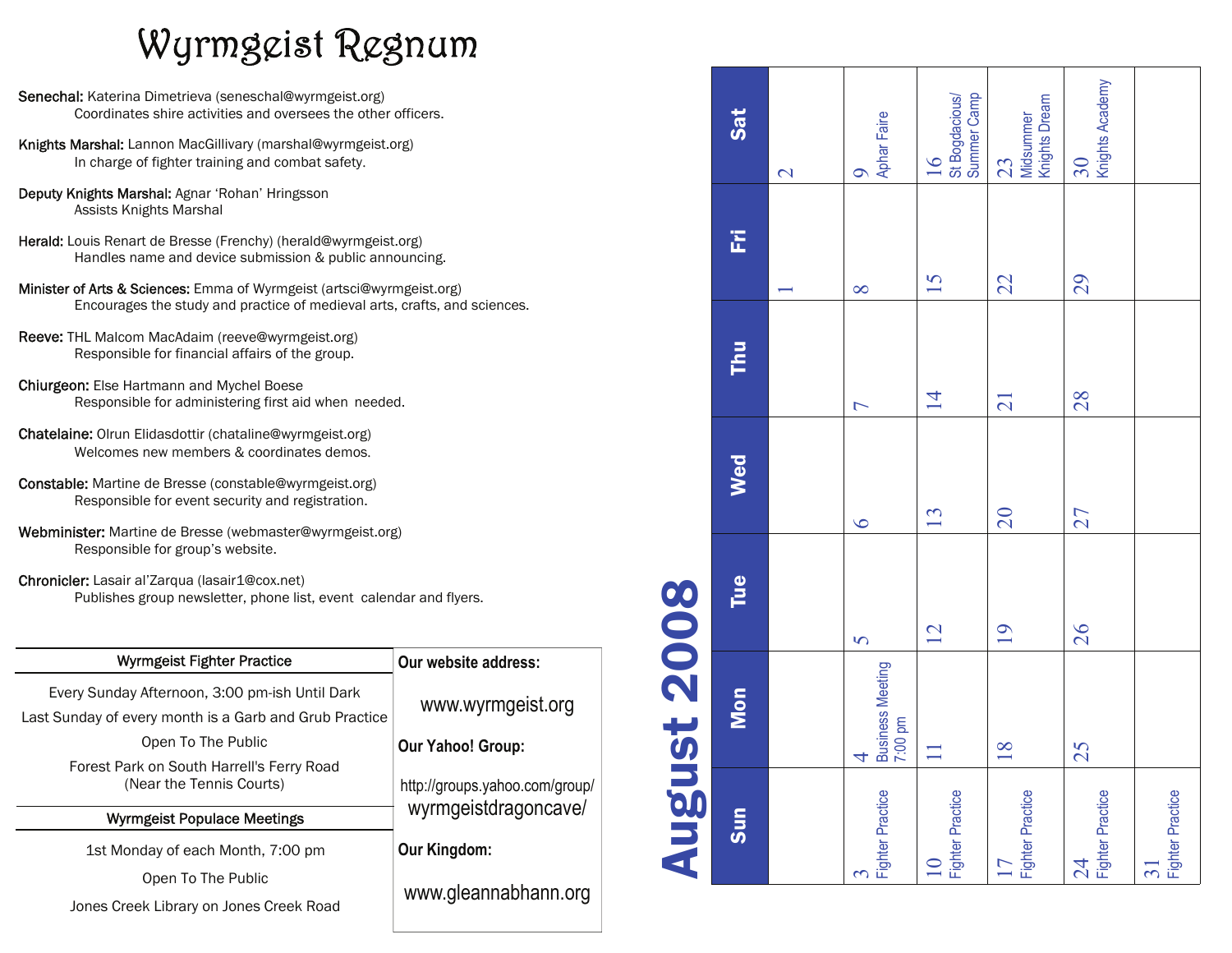# Wyrmgeist Regnum

**Senechal:** Katerina Dimetrieva (seneschal@wyrmgeist.org)
Coordinates shire activities and oversees the other officers.

**Knights Marshal:** Lannon MacGillivary (marshal@wyrmgeist.org)
In charge of fighter training and combat safety.

**Deputy Knights Marshal:** Agnar 'Rohan' Hringsson
Assists Knights Marshal

**Herald:** Louis Renart de Bresse (Frenchy) (herald@wyrmgeist.org)
Handles name and device submission & public announcing.

**Minister of Arts & Sciences:** Emma of Wyrmgeist (artsci@wyrmgeist.org)
Encourages the study and practice of medieval arts, crafts, and sciences.

**Reeve:** THL Malcom MacAdaim (reeve@wyrmgeist.org)
Responsible for financial affairs of the group.

**Chiurgeon:** Else Hartmann and Mychel Boese
Responsible for administering first aid when needed.

**Chatelaine:** Olrun Elidasdottir (chataline@wyrmgeist.org)
Welcomes new members & coordinates demos.

**Constable:** Martine de Bresse (constable@wyrmgeist.org)
Responsible for event security and registration.

**Webminister:** Martine de Bresse (webmaster@wyrmgeist.org)
Responsible for group's website.

**Chronicler:** Lasair al'Zarqua (lasair1@cox.net)
Publishes group newsletter, phone list, event calendar and flyers.

## Wyrmgeist Fighter Practice

Every Sunday Afternoon, 3:00 pm-ish Until Dark

Last Sunday of every month is a Garb and Grub Practice

Open To The Public

Forest Park on South Harrell's Ferry Road
(Near the Tennis Courts)

## Wyrmgeist Populace Meetings

1st Monday of each Month, 7:00 pm

Open To The Public

Jones Creek Library on Jones Creek Road

**Our website address:**

www.wyrmgeist.org

**Our Yahoo! Group:**

http://groups.yahoo.com/group/wyrmgeistdragoncave/

**Our Kingdom:**

www.gleannabhann.org

## August 2008

| Sun | Mon | Tue | Wed | Thu | Fri | Sat |
|---|---|---|---|---|---|---|
| | | | | | 1 | 2 |
| 3 Fighter Practice | 4 Business Meeting 7:00 pm | 5 | 6 | 7 | 8 | 9 Aphar Faire |
| 10 Fighter Practice | 11 | 12 | 13 | 14 | 15 | 16 St Bogdacious/ Summer Camp |
| 17 Fighter Practice | 18 | 19 | 20 | 21 | 22 | 23 Midsummer Knights Dream |
| 24 Fighter Practice | 25 | 26 | 27 | 28 | 29 | 30 Knights Academy |
| 31 Fighter Practice | | | | | | |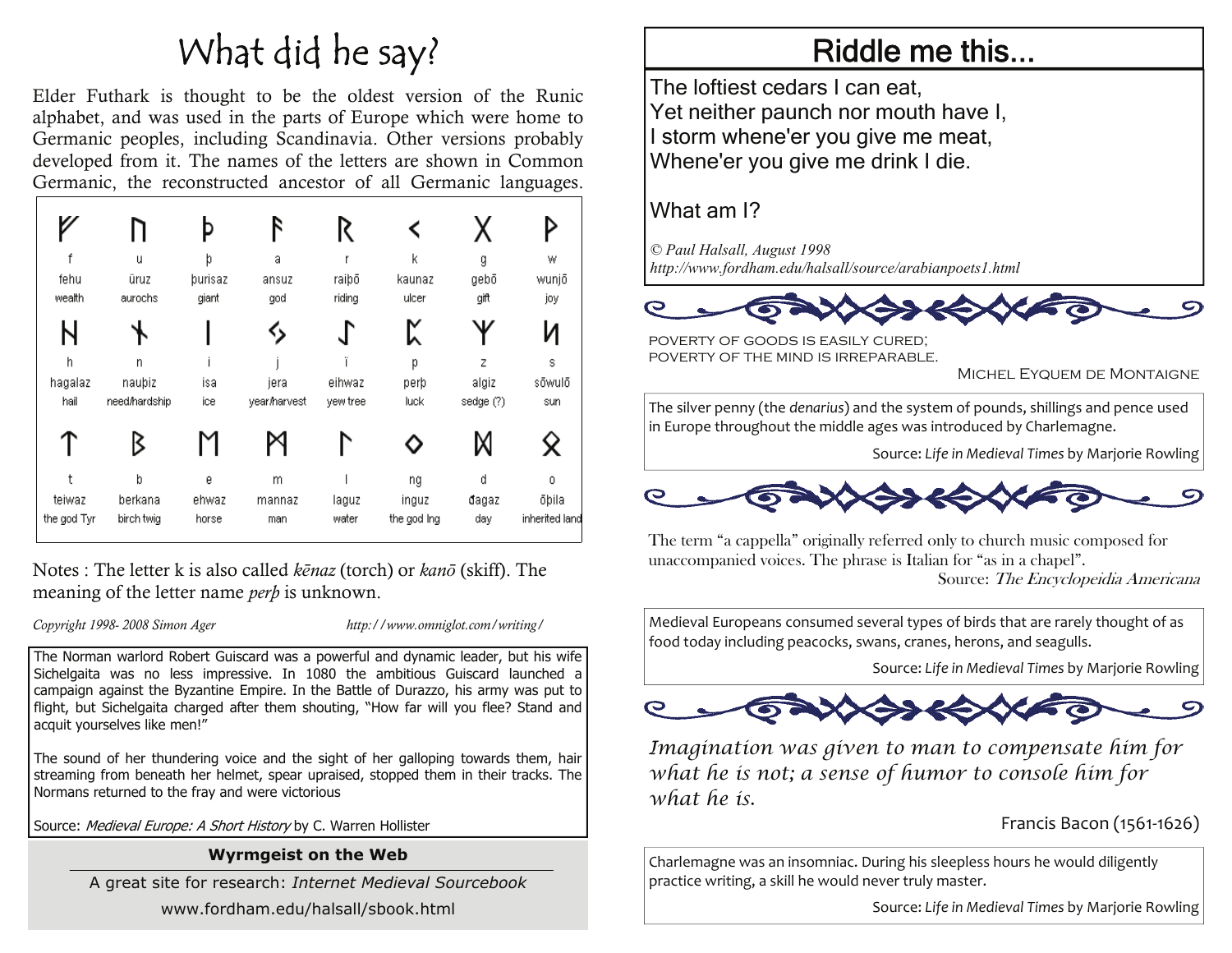# What did he say?

Elder Futhark is thought to be the oldest version of the Runic alphabet, and was used in the parts of Europe which were home to Germanic peoples, including Scandinavia. Other versions probably developed from it. The names of the letters are shown in Common Germanic, the reconstructed ancestor of all Germanic languages.

| ᚠ | ᚢ | ᚦ | ᚨ | ᚱ | ᚲ | ᚷ | ᚹ |
|---|---|---|---|---|---|---|---|
| f | u | þ | a | r | k | g | w |
| fehu | ūruz | þurisaz | ansuz | raiþō | kaunaz | gebō | wunjō |
| wealth | aurochs | giant | god | riding | ulcer | gift | joy |
| ᚺ | ᚾ | ᛁ | ᛃ | ᛇ | ᛈ | ᛉ | ᛊ |
| h | n | i | j | ï | p | z | s |
| hagalaz | nauþiz | isa | jera | eihwaz | perþ | algiz | sōwulō |
| hail | need/hardship | ice | year/harvest | yew tree | luck | sedge (?) | sun |
| ᛏ | ᛒ | ᛖ | ᛗ | ᛚ | ᛜ | ᛞ | ᛟ |
| t | b | e | m | l | ng | d | o |
| teiwaz | berkana | ehwaz | mannaz | laguz | inguz | đagaz | ōþila |
| the god Tyr | birch twig | horse | man | water | the god Ing | day | inherited land |

Notes : The letter k is also called *kēnaz* (torch) or *kanō* (skiff). The meaning of the letter name *perþ* is unknown.

*Copyright 1998- 2008 Simon Ager* *http://www.omniglot.com/writing/*

The Norman warlord Robert Guiscard was a powerful and dynamic leader, but his wife Sichelgaita was no less impressive. In 1080 the ambitious Guiscard launched a campaign against the Byzantine Empire. In the Battle of Durazzo, his army was put to flight, but Sichelgaita charged after them shouting, "How far will you flee? Stand and acquit yourselves like men!"

The sound of her thundering voice and the sight of her galloping towards them, hair streaming from beneath her helmet, spear upraised, stopped them in their tracks. The Normans returned to the fray and were victorious

Source: *Medieval Europe: A Short History* by C. Warren Hollister

**Wyrmgeist on the Web**

A great site for research: *Internet Medieval Sourcebook*

www.fordham.edu/halsall/sbook.html

## Riddle me this...

The loftiest cedars I can eat,
Yet neither paunch nor mouth have I,
I storm whene'er you give me meat,
Whene'er you give me drink I die.

What am I?

*© Paul Halsall, August 1998*
*http://www.fordham.edu/halsall/source/arabianpoets1.html*

POVERTY OF GOODS IS EASILY CURED;
POVERTY OF THE MIND IS IRREPARABLE.

MICHEL EYQUEM DE MONTAIGNE

The silver penny (the *denarius*) and the system of pounds, shillings and pence used in Europe throughout the middle ages was introduced by Charlemagne.

Source: *Life in Medieval Times* by Marjorie Rowling

The term "a cappella" originally referred only to church music composed for unaccompanied voices. The phrase is Italian for "as in a chapel".

Source: *The Encyclopeidia Americana*

Medieval Europeans consumed several types of birds that are rarely thought of as food today including peacocks, swans, cranes, herons, and seagulls.

Source: *Life in Medieval Times* by Marjorie Rowling

*Imagination was given to man to compensate him for what he is not; a sense of humor to console him for what he is.*

Francis Bacon (1561-1626)

Charlemagne was an insomniac. During his sleepless hours he would diligently practice writing, a skill he would never truly master.

Source: *Life in Medieval Times* by Marjorie Rowling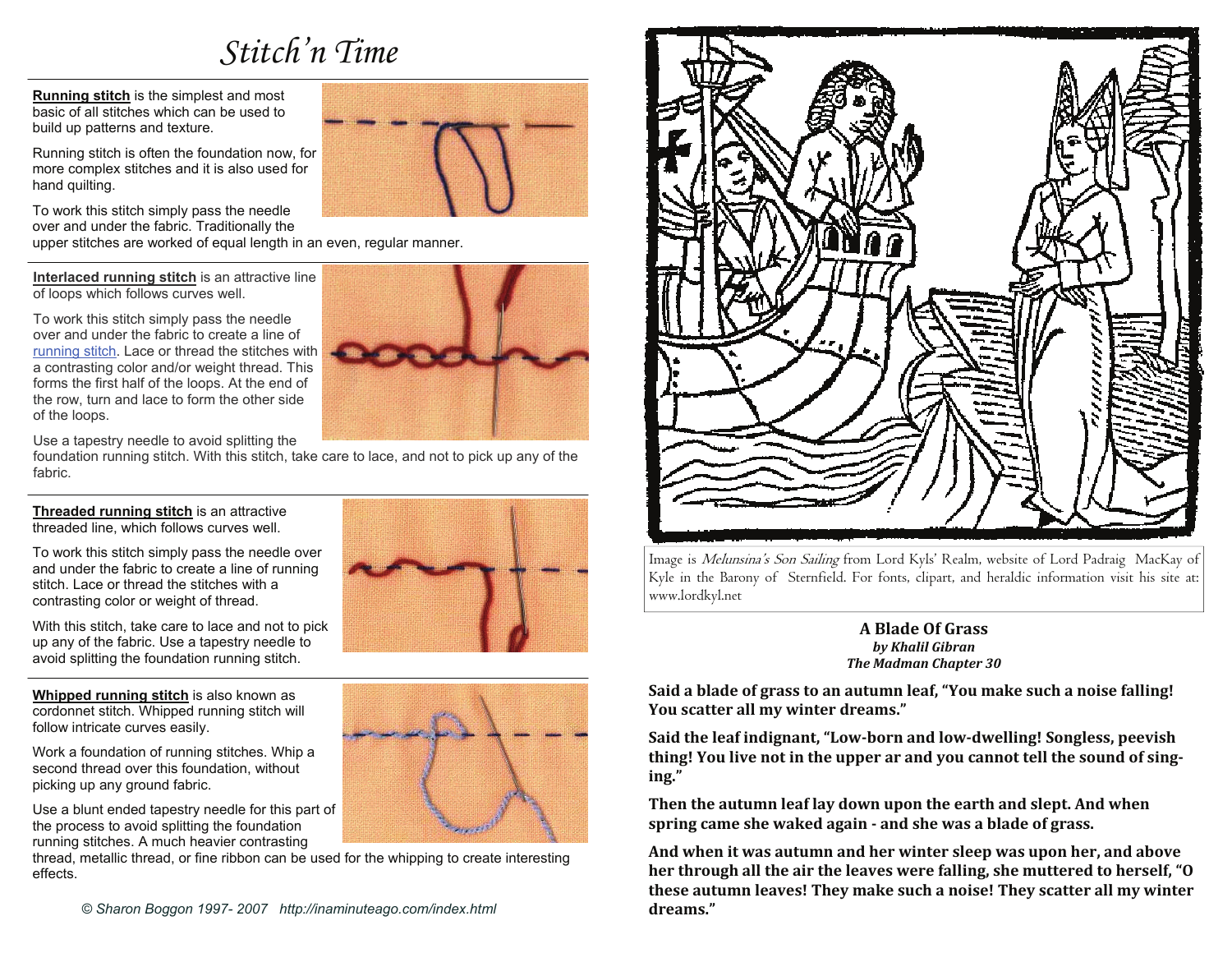# *Stitch'n Time*

**Running stitch** is the simplest and most basic of all stitches which can be used to build up patterns and texture.

Running stitch is often the foundation now, for more complex stitches and it is also used for hand quilting.

To work this stitch simply pass the needle over and under the fabric. Traditionally the upper stitches are worked of equal length in an even, regular manner.

**Interlaced running stitch** is an attractive line of loops which follows curves well.

To work this stitch simply pass the needle over and under the fabric to create a line of running stitch. Lace or thread the stitches with a contrasting color and/or weight thread. This forms the first half of the loops. At the end of the row, turn and lace to form the other side of the loops.

Use a tapestry needle to avoid splitting the foundation running stitch. With this stitch, take care to lace, and not to pick up any of the fabric.

**Threaded running stitch** is an attractive threaded line, which follows curves well.

To work this stitch simply pass the needle over and under the fabric to create a line of running stitch. Lace or thread the stitches with a contrasting color or weight of thread.

With this stitch, take care to lace and not to pick up any of the fabric. Use a tapestry needle to avoid splitting the foundation running stitch.

**Whipped running stitch** is also known as cordonnet stitch. Whipped running stitch will follow intricate curves easily.

Work a foundation of running stitches. Whip a second thread over this foundation, without picking up any ground fabric.

Use a blunt ended tapestry needle for this part of the process to avoid splitting the foundation running stitches. A much heavier contrasting thread, metallic thread, or fine ribbon can be used for the whipping to create interesting effects.

*© Sharon Boggon 1997- 2007 http://inaminuteago.com/index.html*

Image is *Melunsina's Son Sailing* from Lord Kyls' Realm, website of Lord Padraig MacKay of Kyle in the Barony of Sternfield. For fonts, clipart, and heraldic information visit his site at: www.lordkyl.net

### A Blade Of Grass
***by Khalil Gibran***
***The Madman Chapter 30***

**Said a blade of grass to an autumn leaf, "You make such a noise falling! You scatter all my winter dreams."**

**Said the leaf indignant, "Low-born and low-dwelling! Songless, peevish thing! You live not in the upper ar and you cannot tell the sound of singing."**

**Then the autumn leaf lay down upon the earth and slept. And when spring came she waked again - and she was a blade of grass.**

**And when it was autumn and her winter sleep was upon her, and above her through all the air the leaves were falling, she muttered to herself, "O these autumn leaves! They make such a noise! They scatter all my winter dreams."**